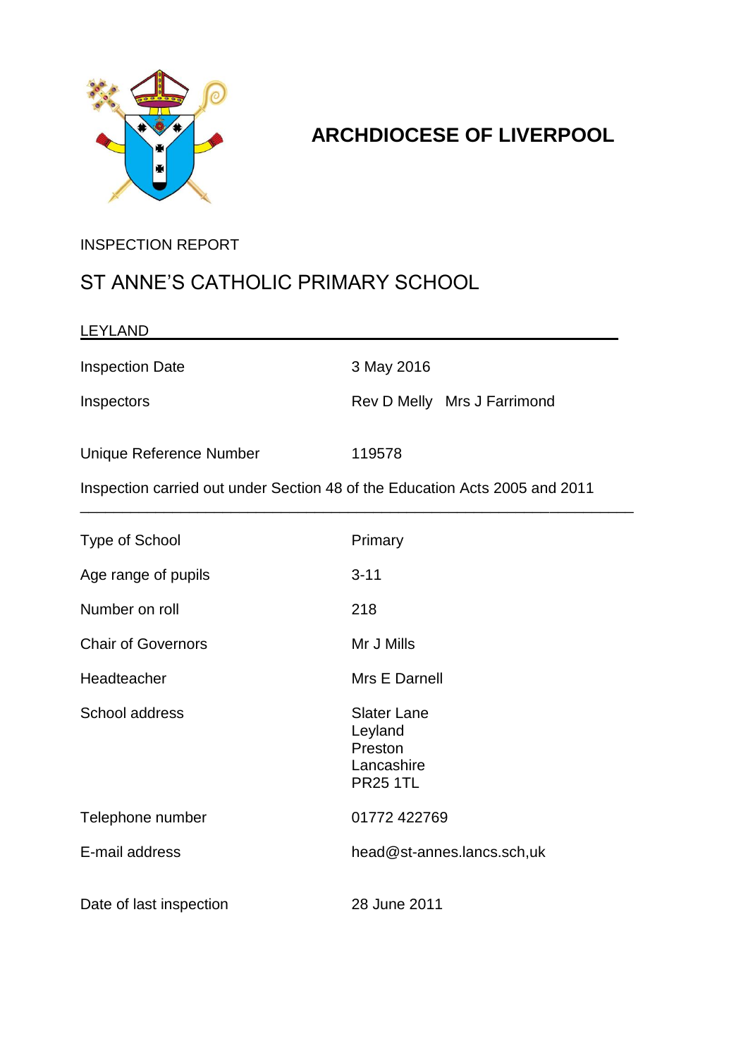# ARCHDIOCESE OF LIVERPOOL

INSPECTION REPORT

## ST ANNE'S CATHOLIC PRIMARY SCHOOL

LEYLAND

| | |
|---|---|
| Inspection Date | 3 May 2016 |
| Inspectors | Rev D Melly Mrs J Farrimond |
| Unique Reference Number | 119578 |

Inspection carried out under Section 48 of the Education Acts 2005 and 2011

---

| | |
|---|---|
| Type of School | Primary |
| Age range of pupils | 3-11 |
| Number on roll | 218 |
| Chair of Governors | Mr J Mills |
| Headteacher | Mrs E Darnell |
| School address | Slater Lane<br>Leyland<br>Preston<br>Lancashire<br>PR25 1TL |
| Telephone number | 01772 422769 |
| E-mail address | head@st-annes.lancs.sch,uk |
| Date of last inspection | 28 June 2011 |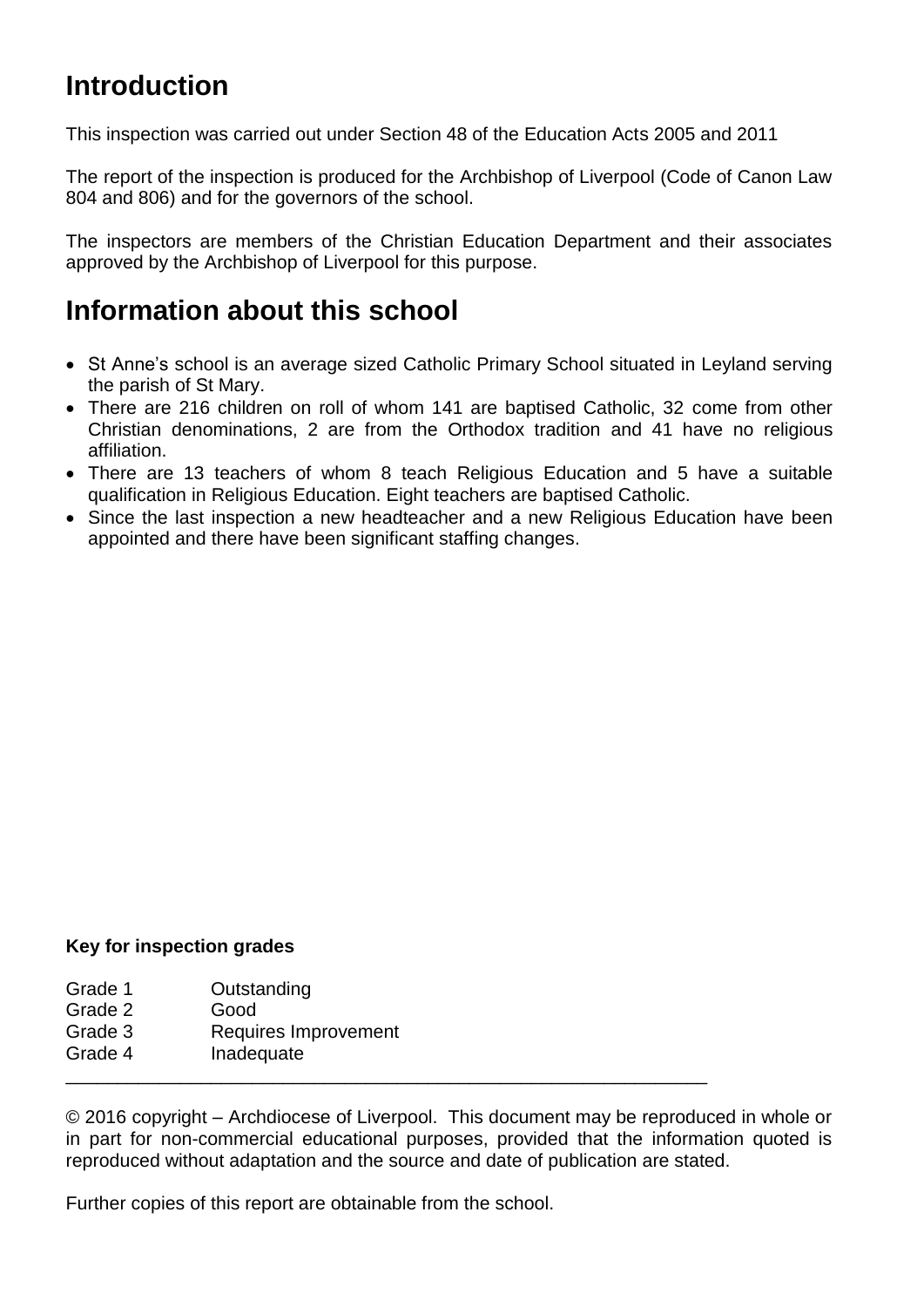## Introduction

This inspection was carried out under Section 48 of the Education Acts 2005 and 2011

The report of the inspection is produced for the Archbishop of Liverpool (Code of Canon Law 804 and 806) and for the governors of the school.

The inspectors are members of the Christian Education Department and their associates approved by the Archbishop of Liverpool for this purpose.

## Information about this school

- St Anne's school is an average sized Catholic Primary School situated in Leyland serving the parish of St Mary.
- There are 216 children on roll of whom 141 are baptised Catholic, 32 come from other Christian denominations, 2 are from the Orthodox tradition and 41 have no religious affiliation.
- There are 13 teachers of whom 8 teach Religious Education and 5 have a suitable qualification in Religious Education. Eight teachers are baptised Catholic.
- Since the last inspection a new headteacher and a new Religious Education have been appointed and there have been significant staffing changes.

**Key for inspection grades**

| | |
|---|---|
| Grade 1 | Outstanding |
| Grade 2 | Good |
| Grade 3 | Requires Improvement |
| Grade 4 | Inadequate |

---

© 2016 copyright – Archdiocese of Liverpool. This document may be reproduced in whole or in part for non-commercial educational purposes, provided that the information quoted is reproduced without adaptation and the source and date of publication are stated.

Further copies of this report are obtainable from the school.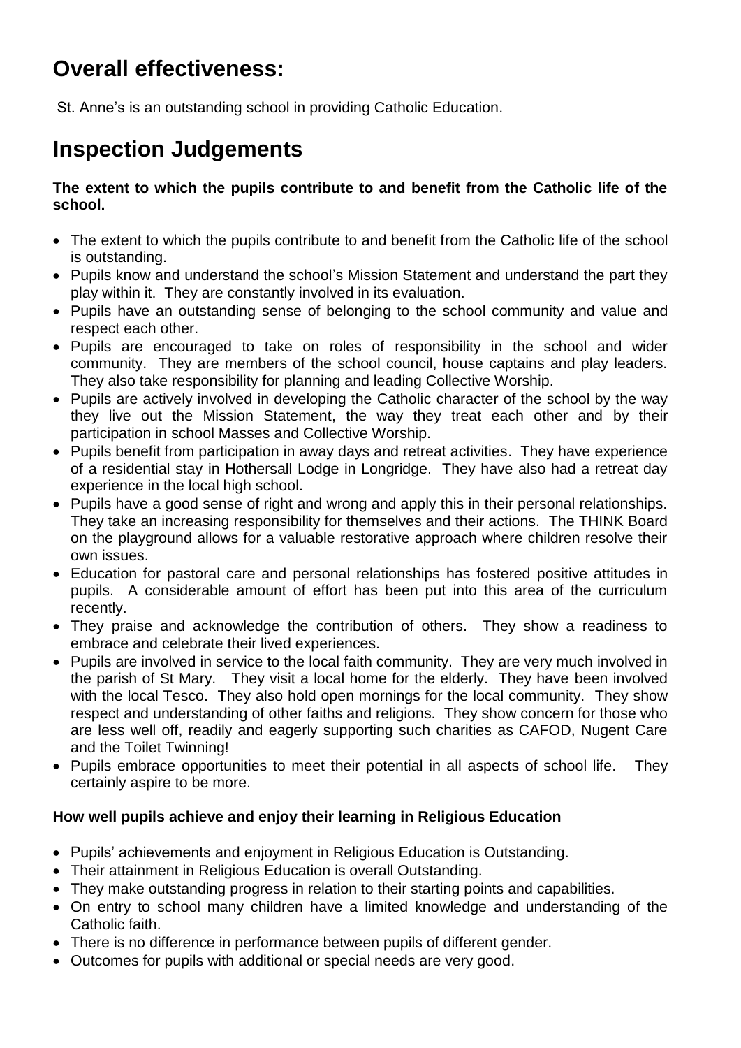## Overall effectiveness:

St. Anne's is an outstanding school in providing Catholic Education.

## Inspection Judgements

**The extent to which the pupils contribute to and benefit from the Catholic life of the school.**

- The extent to which the pupils contribute to and benefit from the Catholic life of the school is outstanding.
- Pupils know and understand the school's Mission Statement and understand the part they play within it. They are constantly involved in its evaluation.
- Pupils have an outstanding sense of belonging to the school community and value and respect each other.
- Pupils are encouraged to take on roles of responsibility in the school and wider community. They are members of the school council, house captains and play leaders. They also take responsibility for planning and leading Collective Worship.
- Pupils are actively involved in developing the Catholic character of the school by the way they live out the Mission Statement, the way they treat each other and by their participation in school Masses and Collective Worship.
- Pupils benefit from participation in away days and retreat activities. They have experience of a residential stay in Hothersall Lodge in Longridge. They have also had a retreat day experience in the local high school.
- Pupils have a good sense of right and wrong and apply this in their personal relationships. They take an increasing responsibility for themselves and their actions. The THINK Board on the playground allows for a valuable restorative approach where children resolve their own issues.
- Education for pastoral care and personal relationships has fostered positive attitudes in pupils. A considerable amount of effort has been put into this area of the curriculum recently.
- They praise and acknowledge the contribution of others. They show a readiness to embrace and celebrate their lived experiences.
- Pupils are involved in service to the local faith community. They are very much involved in the parish of St Mary. They visit a local home for the elderly. They have been involved with the local Tesco. They also hold open mornings for the local community. They show respect and understanding of other faiths and religions. They show concern for those who are less well off, readily and eagerly supporting such charities as CAFOD, Nugent Care and the Toilet Twinning!
- Pupils embrace opportunities to meet their potential in all aspects of school life. They certainly aspire to be more.

**How well pupils achieve and enjoy their learning in Religious Education**

- Pupils' achievements and enjoyment in Religious Education is Outstanding.
- Their attainment in Religious Education is overall Outstanding.
- They make outstanding progress in relation to their starting points and capabilities.
- On entry to school many children have a limited knowledge and understanding of the Catholic faith.
- There is no difference in performance between pupils of different gender.
- Outcomes for pupils with additional or special needs are very good.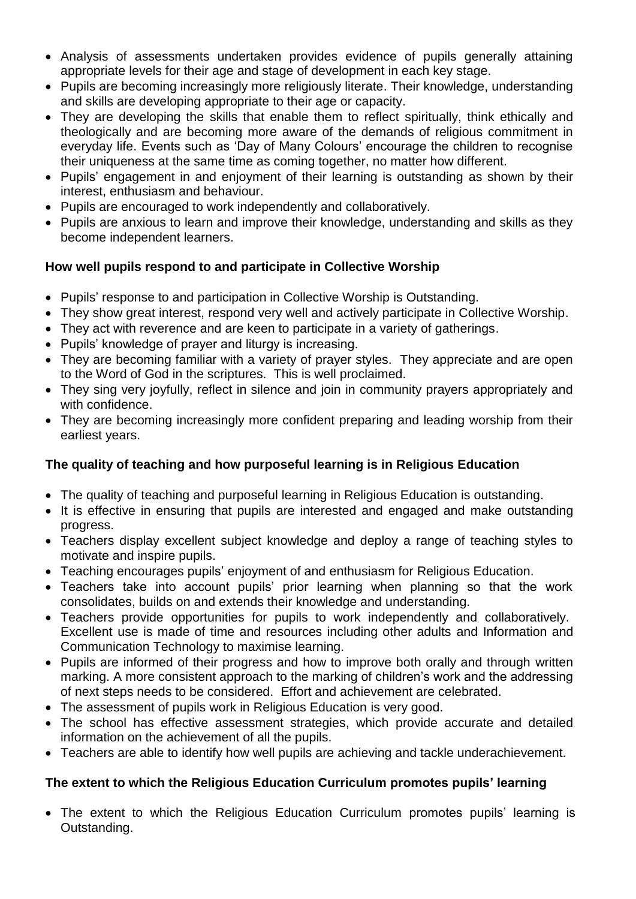- Analysis of assessments undertaken provides evidence of pupils generally attaining appropriate levels for their age and stage of development in each key stage.
- Pupils are becoming increasingly more religiously literate. Their knowledge, understanding and skills are developing appropriate to their age or capacity.
- They are developing the skills that enable them to reflect spiritually, think ethically and theologically and are becoming more aware of the demands of religious commitment in everyday life. Events such as 'Day of Many Colours' encourage the children to recognise their uniqueness at the same time as coming together, no matter how different.
- Pupils' engagement in and enjoyment of their learning is outstanding as shown by their interest, enthusiasm and behaviour.
- Pupils are encouraged to work independently and collaboratively.
- Pupils are anxious to learn and improve their knowledge, understanding and skills as they become independent learners.

**How well pupils respond to and participate in Collective Worship**

- Pupils' response to and participation in Collective Worship is Outstanding.
- They show great interest, respond very well and actively participate in Collective Worship.
- They act with reverence and are keen to participate in a variety of gatherings.
- Pupils' knowledge of prayer and liturgy is increasing.
- They are becoming familiar with a variety of prayer styles. They appreciate and are open to the Word of God in the scriptures. This is well proclaimed.
- They sing very joyfully, reflect in silence and join in community prayers appropriately and with confidence.
- They are becoming increasingly more confident preparing and leading worship from their earliest years.

**The quality of teaching and how purposeful learning is in Religious Education**

- The quality of teaching and purposeful learning in Religious Education is outstanding.
- It is effective in ensuring that pupils are interested and engaged and make outstanding progress.
- Teachers display excellent subject knowledge and deploy a range of teaching styles to motivate and inspire pupils.
- Teaching encourages pupils' enjoyment of and enthusiasm for Religious Education.
- Teachers take into account pupils' prior learning when planning so that the work consolidates, builds on and extends their knowledge and understanding.
- Teachers provide opportunities for pupils to work independently and collaboratively. Excellent use is made of time and resources including other adults and Information and Communication Technology to maximise learning.
- Pupils are informed of their progress and how to improve both orally and through written marking. A more consistent approach to the marking of children's work and the addressing of next steps needs to be considered. Effort and achievement are celebrated.
- The assessment of pupils work in Religious Education is very good.
- The school has effective assessment strategies, which provide accurate and detailed information on the achievement of all the pupils.
- Teachers are able to identify how well pupils are achieving and tackle underachievement.

**The extent to which the Religious Education Curriculum promotes pupils' learning**

- The extent to which the Religious Education Curriculum promotes pupils' learning is Outstanding.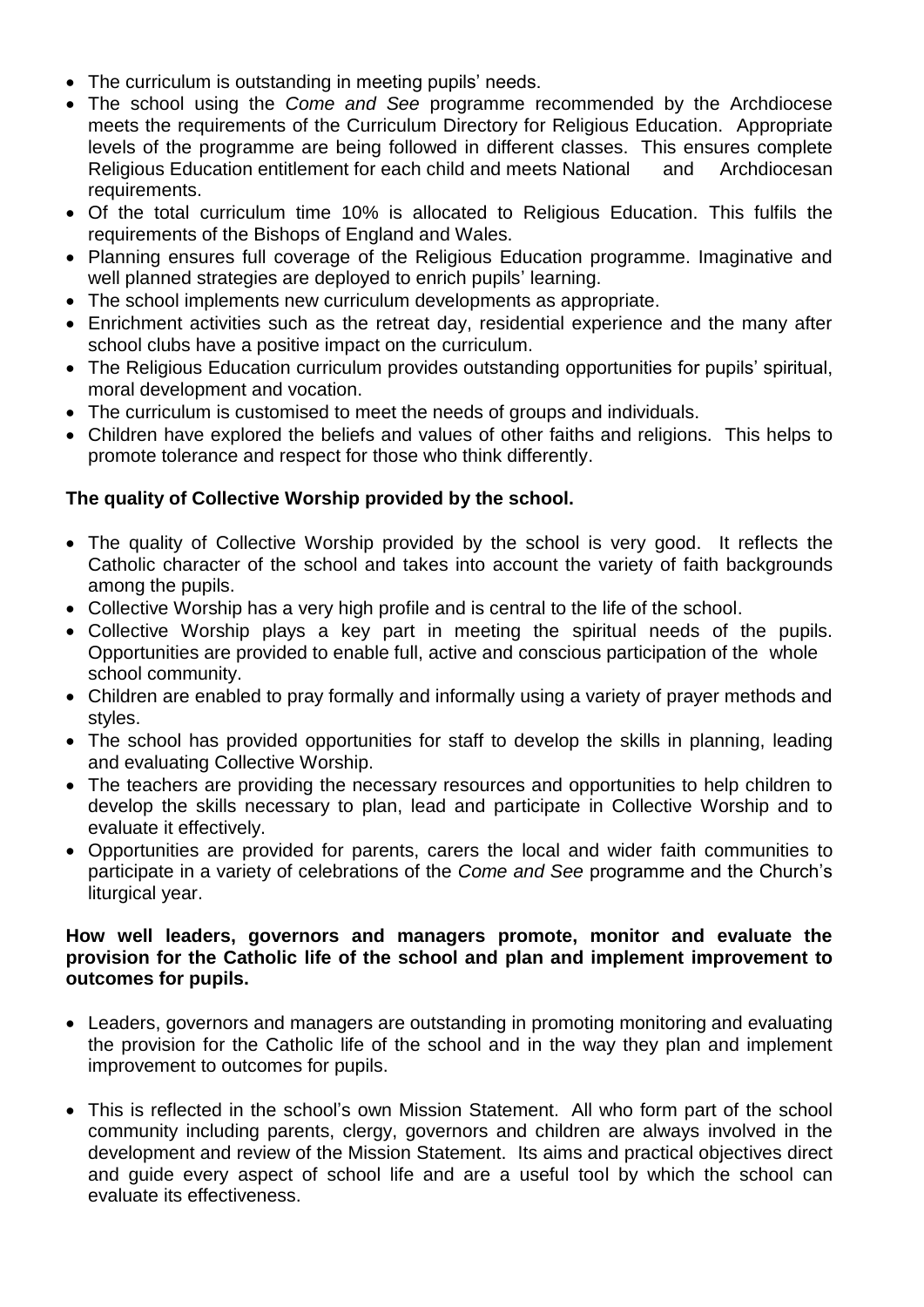- The curriculum is outstanding in meeting pupils' needs.
- The school using the *Come and See* programme recommended by the Archdiocese meets the requirements of the Curriculum Directory for Religious Education. Appropriate levels of the programme are being followed in different classes. This ensures complete Religious Education entitlement for each child and meets National and Archdiocesan requirements.
- Of the total curriculum time 10% is allocated to Religious Education. This fulfils the requirements of the Bishops of England and Wales.
- Planning ensures full coverage of the Religious Education programme. Imaginative and well planned strategies are deployed to enrich pupils' learning.
- The school implements new curriculum developments as appropriate.
- Enrichment activities such as the retreat day, residential experience and the many after school clubs have a positive impact on the curriculum.
- The Religious Education curriculum provides outstanding opportunities for pupils' spiritual, moral development and vocation.
- The curriculum is customised to meet the needs of groups and individuals.
- Children have explored the beliefs and values of other faiths and religions. This helps to promote tolerance and respect for those who think differently.

**The quality of Collective Worship provided by the school.**

- The quality of Collective Worship provided by the school is very good. It reflects the Catholic character of the school and takes into account the variety of faith backgrounds among the pupils.
- Collective Worship has a very high profile and is central to the life of the school.
- Collective Worship plays a key part in meeting the spiritual needs of the pupils. Opportunities are provided to enable full, active and conscious participation of the whole school community.
- Children are enabled to pray formally and informally using a variety of prayer methods and styles.
- The school has provided opportunities for staff to develop the skills in planning, leading and evaluating Collective Worship.
- The teachers are providing the necessary resources and opportunities to help children to develop the skills necessary to plan, lead and participate in Collective Worship and to evaluate it effectively.
- Opportunities are provided for parents, carers the local and wider faith communities to participate in a variety of celebrations of the *Come and See* programme and the Church's liturgical year.

**How well leaders, governors and managers promote, monitor and evaluate the provision for the Catholic life of the school and plan and implement improvement to outcomes for pupils.**

- Leaders, governors and managers are outstanding in promoting monitoring and evaluating the provision for the Catholic life of the school and in the way they plan and implement improvement to outcomes for pupils.

- This is reflected in the school's own Mission Statement. All who form part of the school community including parents, clergy, governors and children are always involved in the development and review of the Mission Statement. Its aims and practical objectives direct and guide every aspect of school life and are a useful tool by which the school can evaluate its effectiveness.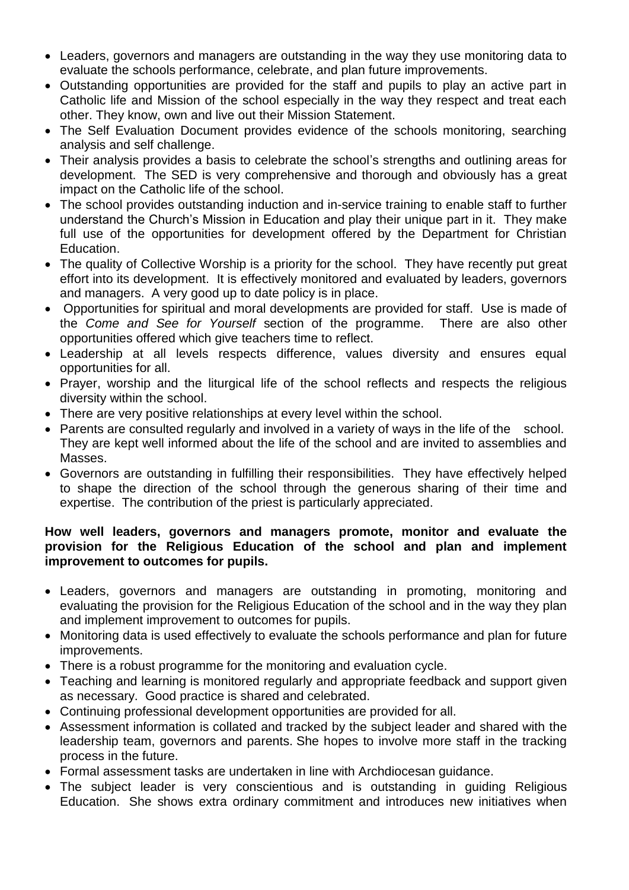- Leaders, governors and managers are outstanding in the way they use monitoring data to evaluate the schools performance, celebrate, and plan future improvements.
- Outstanding opportunities are provided for the staff and pupils to play an active part in Catholic life and Mission of the school especially in the way they respect and treat each other. They know, own and live out their Mission Statement.
- The Self Evaluation Document provides evidence of the schools monitoring, searching analysis and self challenge.
- Their analysis provides a basis to celebrate the school's strengths and outlining areas for development. The SED is very comprehensive and thorough and obviously has a great impact on the Catholic life of the school.
- The school provides outstanding induction and in-service training to enable staff to further understand the Church's Mission in Education and play their unique part in it. They make full use of the opportunities for development offered by the Department for Christian Education.
- The quality of Collective Worship is a priority for the school. They have recently put great effort into its development. It is effectively monitored and evaluated by leaders, governors and managers. A very good up to date policy is in place.
- Opportunities for spiritual and moral developments are provided for staff. Use is made of the *Come and See for Yourself* section of the programme. There are also other opportunities offered which give teachers time to reflect.
- Leadership at all levels respects difference, values diversity and ensures equal opportunities for all.
- Prayer, worship and the liturgical life of the school reflects and respects the religious diversity within the school.
- There are very positive relationships at every level within the school.
- Parents are consulted regularly and involved in a variety of ways in the life of the school. They are kept well informed about the life of the school and are invited to assemblies and Masses.
- Governors are outstanding in fulfilling their responsibilities. They have effectively helped to shape the direction of the school through the generous sharing of their time and expertise. The contribution of the priest is particularly appreciated.

**How well leaders, governors and managers promote, monitor and evaluate the provision for the Religious Education of the school and plan and implement improvement to outcomes for pupils.**

- Leaders, governors and managers are outstanding in promoting, monitoring and evaluating the provision for the Religious Education of the school and in the way they plan and implement improvement to outcomes for pupils.
- Monitoring data is used effectively to evaluate the schools performance and plan for future improvements.
- There is a robust programme for the monitoring and evaluation cycle.
- Teaching and learning is monitored regularly and appropriate feedback and support given as necessary. Good practice is shared and celebrated.
- Continuing professional development opportunities are provided for all.
- Assessment information is collated and tracked by the subject leader and shared with the leadership team, governors and parents. She hopes to involve more staff in the tracking process in the future.
- Formal assessment tasks are undertaken in line with Archdiocesan guidance.
- The subject leader is very conscientious and is outstanding in guiding Religious Education. She shows extra ordinary commitment and introduces new initiatives when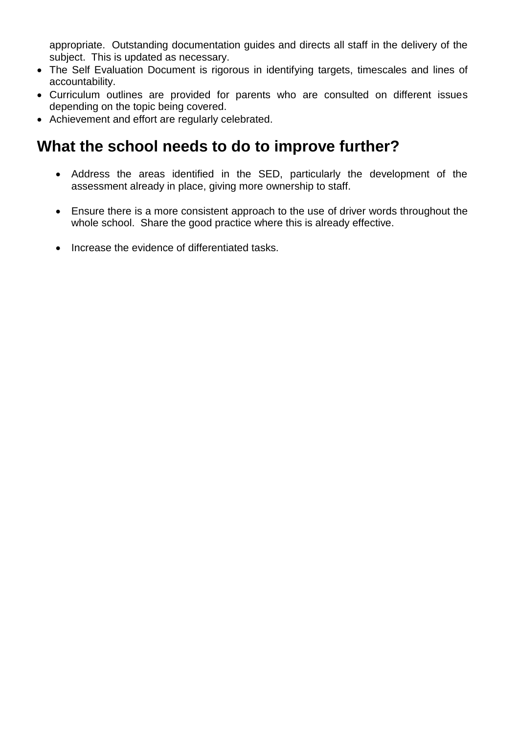appropriate. Outstanding documentation guides and directs all staff in the delivery of the subject. This is updated as necessary.

- The Self Evaluation Document is rigorous in identifying targets, timescales and lines of accountability.
- Curriculum outlines are provided for parents who are consulted on different issues depending on the topic being covered.
- Achievement and effort are regularly celebrated.

## What the school needs to do to improve further?

- Address the areas identified in the SED, particularly the development of the assessment already in place, giving more ownership to staff.

- Ensure there is a more consistent approach to the use of driver words throughout the whole school. Share the good practice where this is already effective.

- Increase the evidence of differentiated tasks.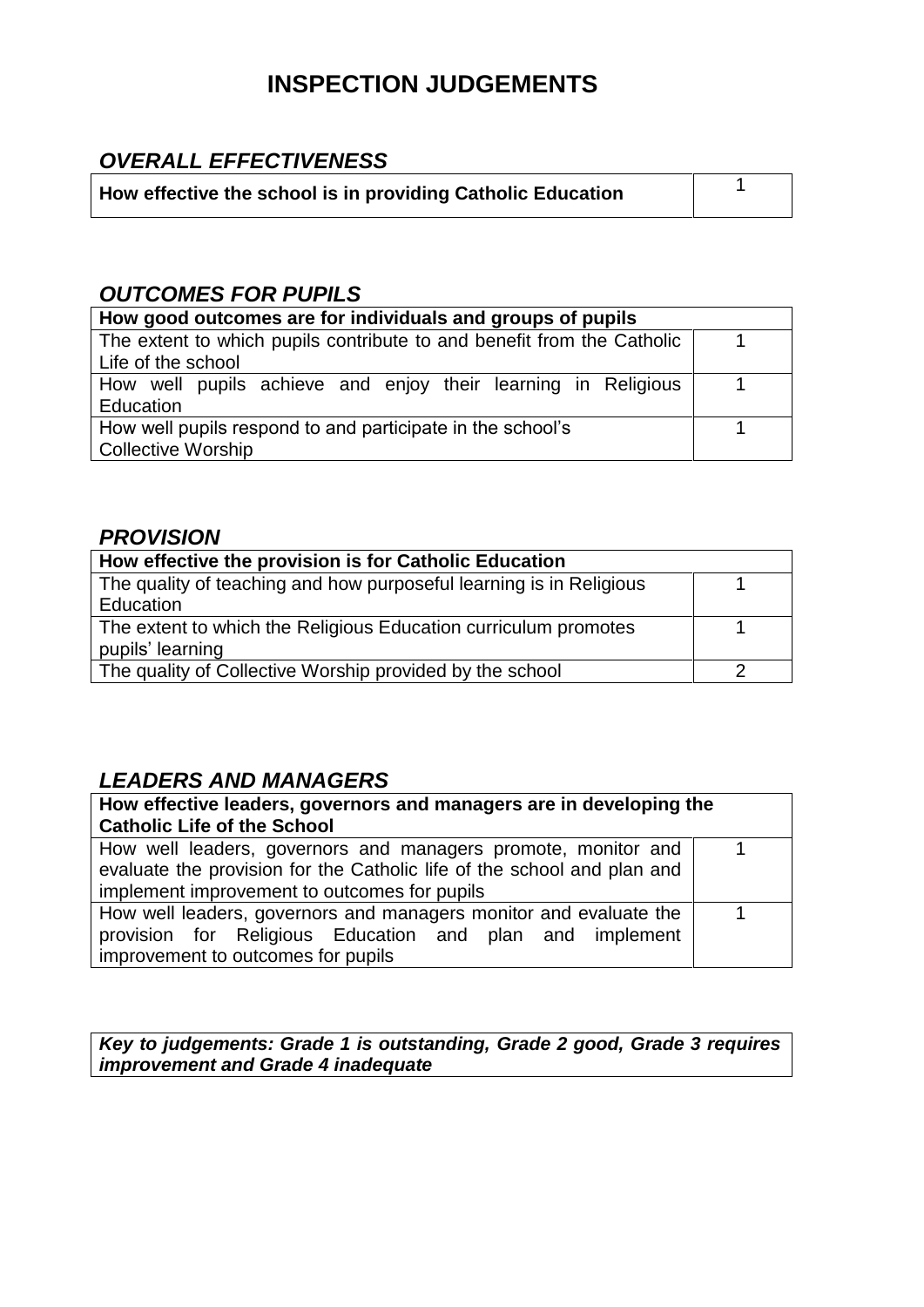# INSPECTION JUDGEMENTS

## *OVERALL EFFECTIVENESS*

| | |
|---|---|
| **How effective the school is in providing Catholic Education** | 1 |

## *OUTCOMES FOR PUPILS*

| **How good outcomes are for individuals and groups of pupils** | |
|---|---|
| The extent to which pupils contribute to and benefit from the Catholic Life of the school | 1 |
| How well pupils achieve and enjoy their learning in Religious Education | 1 |
| How well pupils respond to and participate in the school's Collective Worship | 1 |

## *PROVISION*

| **How effective the provision is for Catholic Education** | |
|---|---|
| The quality of teaching and how purposeful learning is in Religious Education | 1 |
| The extent to which the Religious Education curriculum promotes pupils' learning | 1 |
| The quality of Collective Worship provided by the school | 2 |

## *LEADERS AND MANAGERS*

| **How effective leaders, governors and managers are in developing the Catholic Life of the School** | |
|---|---|
| How well leaders, governors and managers promote, monitor and evaluate the provision for the Catholic life of the school and plan and implement improvement to outcomes for pupils | 1 |
| How well leaders, governors and managers monitor and evaluate the provision for Religious Education and plan and implement improvement to outcomes for pupils | 1 |

***Key to judgements: Grade 1 is outstanding, Grade 2 good, Grade 3 requires improvement and Grade 4 inadequate***